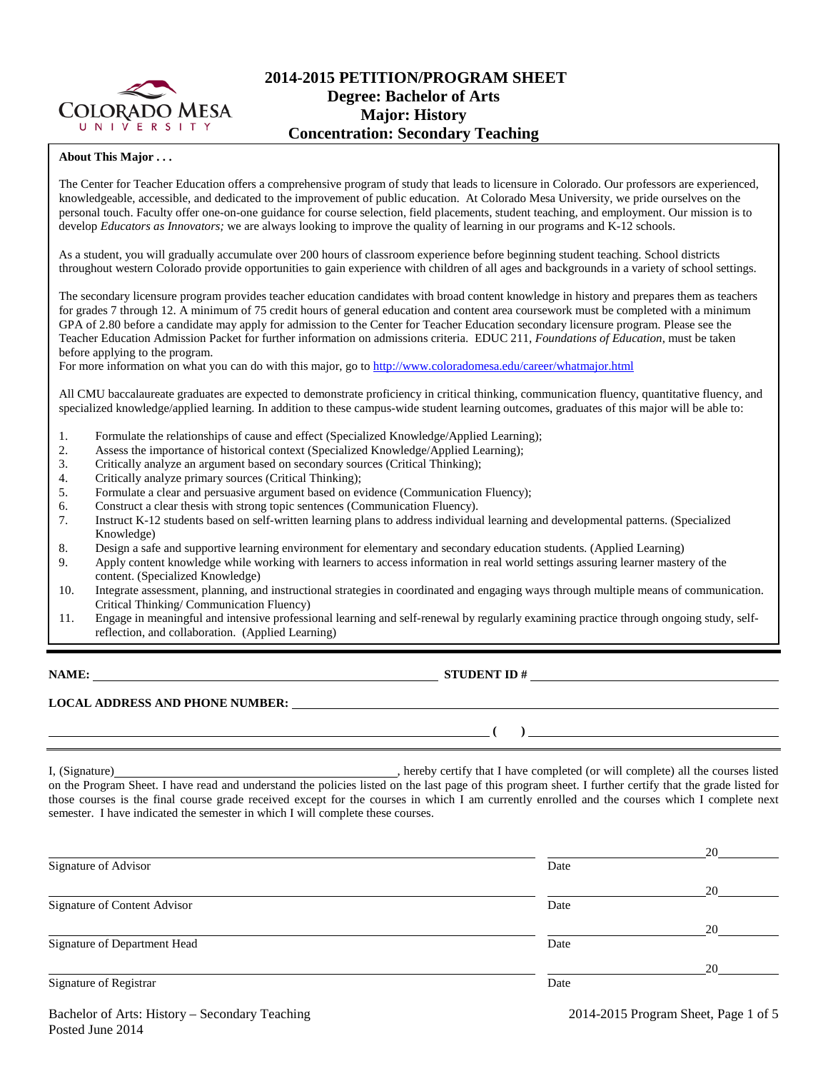# 2014-2015 PETITION/PROGRAM SHEET
## Degree: Bachelor of Arts
## Major: History
## Concentration: Secondary Teaching

**About This Major . . .**

The Center for Teacher Education offers a comprehensive program of study that leads to licensure in Colorado. Our professors are experienced, knowledgeable, accessible, and dedicated to the improvement of public education. At Colorado Mesa University, we pride ourselves on the personal touch. Faculty offer one-on-one guidance for course selection, field placements, student teaching, and employment. Our mission is to develop *Educators as Innovators;* we are always looking to improve the quality of learning in our programs and K-12 schools.

As a student, you will gradually accumulate over 200 hours of classroom experience before beginning student teaching. School districts throughout western Colorado provide opportunities to gain experience with children of all ages and backgrounds in a variety of school settings.

The secondary licensure program provides teacher education candidates with broad content knowledge in history and prepares them as teachers for grades 7 through 12. A minimum of 75 credit hours of general education and content area coursework must be completed with a minimum GPA of 2.80 before a candidate may apply for admission to the Center for Teacher Education secondary licensure program. Please see the Teacher Education Admission Packet for further information on admissions criteria. EDUC 211, *Foundations of Education*, must be taken before applying to the program.
For more information on what you can do with this major, go to http://www.coloradomesa.edu/career/whatmajor.html

All CMU baccalaureate graduates are expected to demonstrate proficiency in critical thinking, communication fluency, quantitative fluency, and specialized knowledge/applied learning. In addition to these campus-wide student learning outcomes, graduates of this major will be able to:

1. Formulate the relationships of cause and effect (Specialized Knowledge/Applied Learning);
2. Assess the importance of historical context (Specialized Knowledge/Applied Learning);
3. Critically analyze an argument based on secondary sources (Critical Thinking);
4. Critically analyze primary sources (Critical Thinking);
5. Formulate a clear and persuasive argument based on evidence (Communication Fluency);
6. Construct a clear thesis with strong topic sentences (Communication Fluency).
7. Instruct K-12 students based on self-written learning plans to address individual learning and developmental patterns. (Specialized Knowledge)
8. Design a safe and supportive learning environment for elementary and secondary education students. (Applied Learning)
9. Apply content knowledge while working with learners to access information in real world settings assuring learner mastery of the content. (Specialized Knowledge)
10. Integrate assessment, planning, and instructional strategies in coordinated and engaging ways through multiple means of communication. Critical Thinking/ Communication Fluency)
11. Engage in meaningful and intensive professional learning and self-renewal by regularly examining practice through ongoing study, self-reflection, and collaboration. (Applied Learning)

---

**NAME:** ______________________________ **STUDENT ID #** ______________________________

**LOCAL ADDRESS AND PHONE NUMBER:** ______________________________

______________________________ **( )** ______________________________

---

I, (Signature)______________________________, hereby certify that I have completed (or will complete) all the courses listed on the Program Sheet. I have read and understand the policies listed on the last page of this program sheet. I further certify that the grade listed for those courses is the final course grade received except for the courses in which I am currently enrolled and the courses which I complete next semester. I have indicated the semester in which I will complete these courses.

| | |
|---|---|
| ______________________________ Signature of Advisor | ______________ 20______ Date |
| ______________________________ Signature of Content Advisor | ______________ 20______ Date |
| ______________________________ Signature of Department Head | ______________ 20______ Date |
| ______________________________ Signature of Registrar | ______________ 20______ Date |

Bachelor of Arts: History – Secondary Teaching
Posted June 2014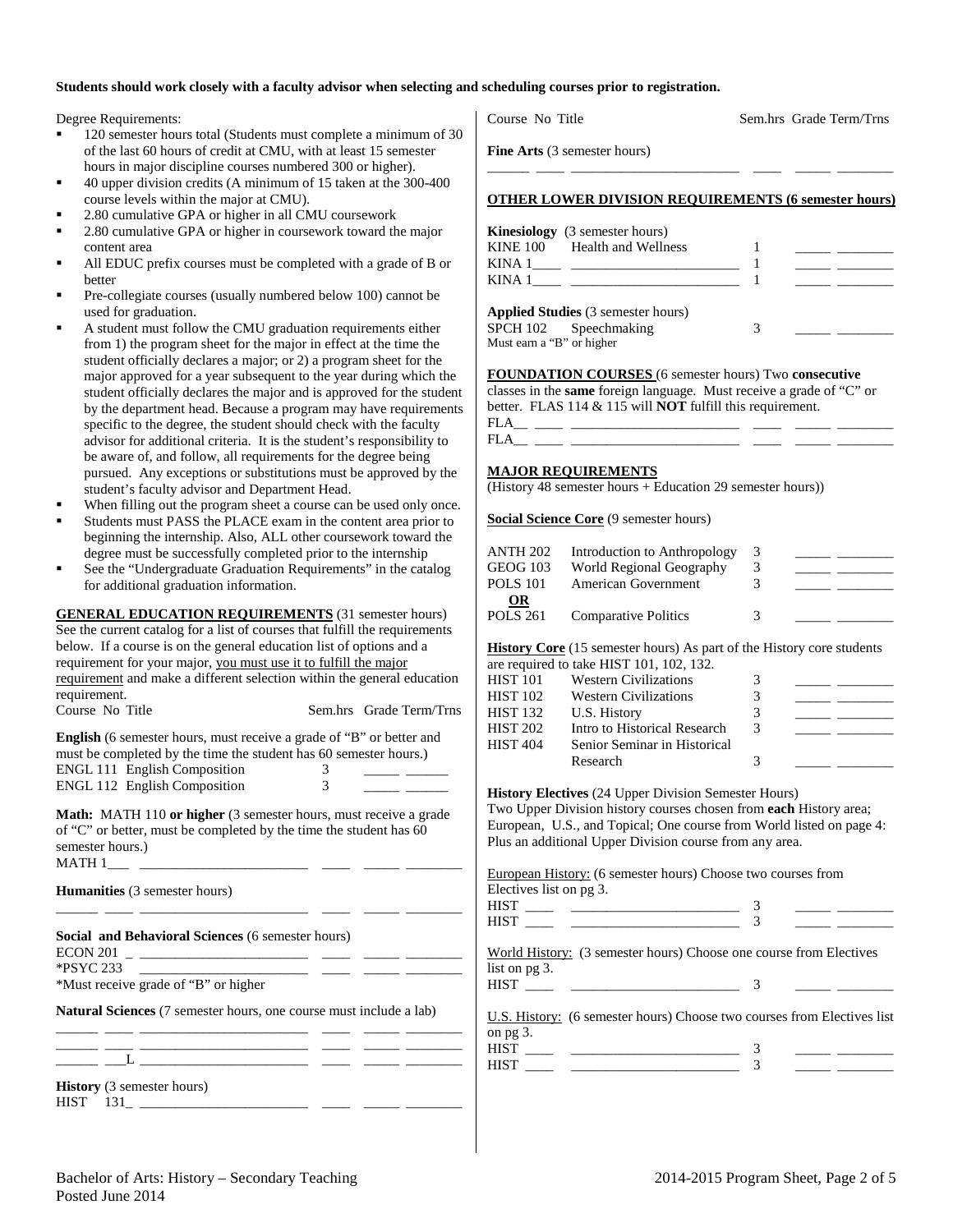**Students should work closely with a faculty advisor when selecting and scheduling courses prior to registration.**

Degree Requirements:

- 120 semester hours total (Students must complete a minimum of 30 of the last 60 hours of credit at CMU, with at least 15 semester hours in major discipline courses numbered 300 or higher).
- 40 upper division credits (A minimum of 15 taken at the 300-400 course levels within the major at CMU).
- 2.80 cumulative GPA or higher in all CMU coursework
- 2.80 cumulative GPA or higher in coursework toward the major content area
- All EDUC prefix courses must be completed with a grade of B or better
- Pre-collegiate courses (usually numbered below 100) cannot be used for graduation.
- A student must follow the CMU graduation requirements either from 1) the program sheet for the major in effect at the time the student officially declares a major; or 2) a program sheet for the major approved for a year subsequent to the year during which the student officially declares the major and is approved for the student by the department head. Because a program may have requirements specific to the degree, the student should check with the faculty advisor for additional criteria. It is the student's responsibility to be aware of, and follow, all requirements for the degree being pursued. Any exceptions or substitutions must be approved by the student's faculty advisor and Department Head.
- When filling out the program sheet a course can be used only once.
- Students must PASS the PLACE exam in the content area prior to beginning the internship. Also, ALL other coursework toward the degree must be successfully completed prior to the internship
- See the "Undergraduate Graduation Requirements" in the catalog for additional graduation information.

**GENERAL EDUCATION REQUIREMENTS** (31 semester hours) See the current catalog for a list of courses that fulfill the requirements below. If a course is on the general education list of options and a requirement for your major, you must use it to fulfill the major requirement and make a different selection within the general education requirement.

| Course No | Title | Sem.hrs | Grade | Term/Trns |
|---|---|---|---|---|
| **English** (6 semester hours, must receive a grade of "B" or better and must be completed by the time the student has 60 semester hours.) | | | | |
| ENGL 111 | English Composition | 3 | ____ | ____ |
| ENGL 112 | English Composition | 3 | ____ | ____ |
| **Math:** MATH 110 **or higher** (3 semester hours, must receive a grade of "C" or better, must be completed by the time the student has 60 semester hours.) | | | | |
| MATH 1___ | ____________ | ____ | ____ | ____ |
| **Humanities** (3 semester hours) | | | | |
| ______ | ____________ | ____ | ____ | ____ |
| **Social and Behavioral Sciences** (6 semester hours) | | | | |
| ECON 201 _ | ____________ | ____ | ____ | ____ |
| *PSYC 233 | ____________ | ____ | ____ | ____ |
| *Must receive grade of "B" or higher | | | | |
| **Natural Sciences** (7 semester hours, one course must include a lab) | | | | |
| ______ | ____________ | ____ | ____ | ____ |
| ______ | ____________ | ____ | ____ | ____ |
| ______ ___L | ____________ | ____ | ____ | ____ |
| **History** (3 semester hours) | | | | |
| HIST 131_ | ____________ | ____ | ____ | ____ |
| **Fine Arts** (3 semester hours) | | | | |
| ______ | ____________ | ____ | ____ | ____ |

**OTHER LOWER DIVISION REQUIREMENTS (6 semester hours)**

| Course No | Title | Sem.hrs | Grade | Term/Trns |
|---|---|---|---|---|
| **Kinesiology** (3 semester hours) | | | | |
| KINE 100 | Health and Wellness | 1 | ____ | ____ |
| KINA 1____ | ____________ | 1 | ____ | ____ |
| KINA 1____ | ____________ | 1 | ____ | ____ |
| **Applied Studies** (3 semester hours) | | | | |
| SPCH 102 | Speechmaking | 3 | ____ | ____ |
| Must earn a "B" or higher | | | | |

**FOUNDATION COURSES** (6 semester hours) Two **consecutive** classes in the **same** foreign language. Must receive a grade of "C" or better. FLAS 114 & 115 will **NOT** fulfill this requirement.

| Course No | Title | Sem.hrs | Grade | Term/Trns |
|---|---|---|---|---|
| FLA__ ____ | ____________ | ____ | ____ | ____ |
| FLA__ ____ | ____________ | ____ | ____ | ____ |

**MAJOR REQUIREMENTS**
(History 48 semester hours + Education 29 semester hours))

**Social Science Core** (9 semester hours)

| Course No | Title | Sem.hrs | Grade | Term/Trns |
|---|---|---|---|---|
| ANTH 202 | Introduction to Anthropology | 3 | ____ | ____ |
| GEOG 103 | World Regional Geography | 3 | ____ | ____ |
| POLS 101 | American Government | 3 | ____ | ____ |
| **OR** | | | | |
| POLS 261 | Comparative Politics | 3 | ____ | ____ |

**History Core** (15 semester hours) As part of the History core students are required to take HIST 101, 102, 132.

| Course No | Title | Sem.hrs | Grade | Term/Trns |
|---|---|---|---|---|
| HIST 101 | Western Civilizations | 3 | ____ | ____ |
| HIST 102 | Western Civilizations | 3 | ____ | ____ |
| HIST 132 | U.S. History | 3 | ____ | ____ |
| HIST 202 | Intro to Historical Research | 3 | ____ | ____ |
| HIST 404 | Senior Seminar in Historical Research | 3 | ____ | ____ |

**History Electives** (24 Upper Division Semester Hours)
Two Upper Division history courses chosen from **each** History area; European, U.S., and Topical; One course from World listed on page 4: Plus an additional Upper Division course from any area.

European History: (6 semester hours) Choose two courses from Electives list on pg 3.

| Course No | Title | Sem.hrs | Grade | Term/Trns |
|---|---|---|---|---|
| HIST ____ | ____________ | 3 | ____ | ____ |
| HIST ____ | ____________ | 3 | ____ | ____ |

World History: (3 semester hours) Choose one course from Electives list on pg 3.

| Course No | Title | Sem.hrs | Grade | Term/Trns |
|---|---|---|---|---|
| HIST ____ | ____________ | 3 | ____ | ____ |

U.S. History: (6 semester hours) Choose two courses from Electives list on pg 3.

| Course No | Title | Sem.hrs | Grade | Term/Trns |
|---|---|---|---|---|
| HIST ____ | ____________ | 3 | ____ | ____ |
| HIST ____ | ____________ | 3 | ____ | ____ |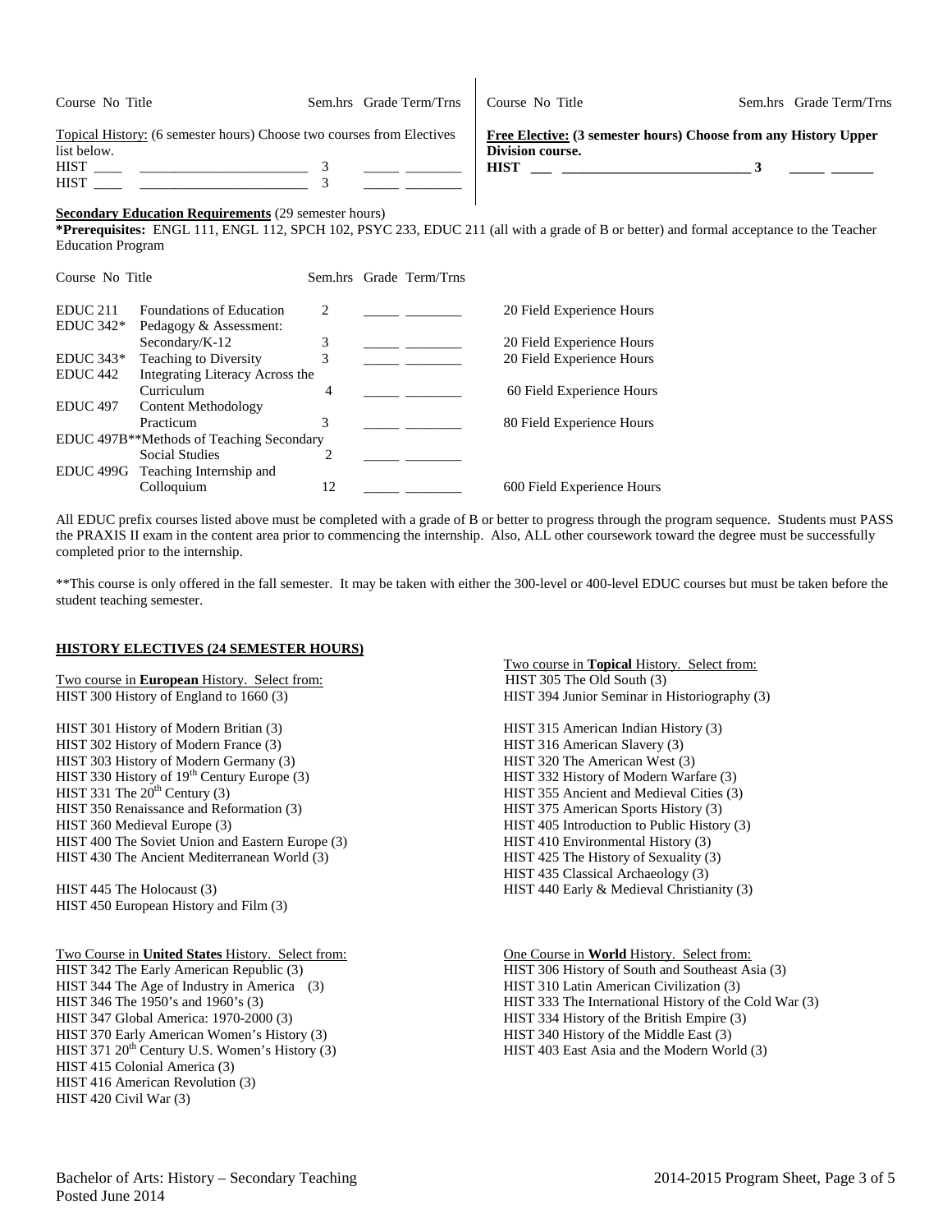| Course No Title | | Sem.hrs | Grade | Term/Trns |
|---|---|---|---|---|
| Topical History: (6 semester hours) Choose two courses from Electives list below. | | | | |
| HIST ____ | ________________________ | 3 | _____ | ________ |
| HIST ____ | ________________________ | 3 | _____ | ________ |

| Course No Title | | Sem.hrs | Grade | Term/Trns |
|---|---|---|---|---|
| **Free Elective: (3 semester hours) Choose from any History Upper Division course.** | | | | |
| **HIST ___** | **___________________________** | **3** | **_____** | **______** |

**Secondary Education Requirements** (29 semester hours)

**\*Prerequisites:** ENGL 111, ENGL 112, SPCH 102, PSYC 233, EDUC 211 (all with a grade of B or better) and formal acceptance to the Teacher Education Program

| Course No | Title | Sem.hrs | Grade | Term/Trns | |
|---|---|---|---|---|---|
| EDUC 211 | Foundations of Education | 2 | _____ | ________ | 20 Field Experience Hours |
| EDUC 342* | Pedagogy & Assessment: Secondary/K-12 | 3 | _____ | ________ | 20 Field Experience Hours |
| EDUC 343* | Teaching to Diversity | 3 | _____ | ________ | 20 Field Experience Hours |
| EDUC 442 | Integrating Literacy Across the Curriculum | 4 | _____ | ________ | 60 Field Experience Hours |
| EDUC 497 | Content Methodology Practicum | 3 | _____ | ________ | 80 Field Experience Hours |
| EDUC 497B** | Methods of Teaching Secondary Social Studies | 2 | _____ | ________ | |
| EDUC 499G | Teaching Internship and Colloquium | 12 | _____ | ________ | 600 Field Experience Hours |

All EDUC prefix courses listed above must be completed with a grade of B or better to progress through the program sequence. Students must PASS the PRAXIS II exam in the content area prior to commencing the internship. Also, ALL other coursework toward the degree must be successfully completed prior to the internship.

**This course is only offered in the fall semester. It may be taken with either the 300-level or 400-level EDUC courses but must be taken before the student teaching semester.

## HISTORY ELECTIVES (24 SEMESTER HOURS)

Two course in **European** History. Select from:
HIST 300 History of England to 1660 (3)
HIST 301 History of Modern Britian (3)
HIST 302 History of Modern France (3)
HIST 303 History of Modern Germany (3)
HIST 330 History of 19th Century Europe (3)
HIST 331 The 20th Century (3)
HIST 350 Renaissance and Reformation (3)
HIST 360 Medieval Europe (3)
HIST 400 The Soviet Union and Eastern Europe (3)
HIST 430 The Ancient Mediterranean World (3)
HIST 445 The Holocaust (3)
HIST 450 European History and Film (3)

Two Course in **United States** History. Select from:
HIST 342 The Early American Republic (3)
HIST 344 The Age of Industry in America (3)
HIST 346 The 1950's and 1960's (3)
HIST 347 Global America: 1970-2000 (3)
HIST 370 Early American Women's History (3)
HIST 371 20th Century U.S. Women's History (3)
HIST 415 Colonial America (3)
HIST 416 American Revolution (3)
HIST 420 Civil War (3)

Two course in **Topical** History. Select from:
HIST 305 The Old South (3)
HIST 394 Junior Seminar in Historiography (3)
HIST 315 American Indian History (3)
HIST 316 American Slavery (3)
HIST 320 The American West (3)
HIST 332 History of Modern Warfare (3)
HIST 355 Ancient and Medieval Cities (3)
HIST 375 American Sports History (3)
HIST 405 Introduction to Public History (3)
HIST 410 Environmental History (3)
HIST 425 The History of Sexuality (3)
HIST 435 Classical Archaeology (3)
HIST 440 Early & Medieval Christianity (3)

One Course in **World** History. Select from:
HIST 306 History of South and Southeast Asia (3)
HIST 310 Latin American Civilization (3)
HIST 333 The International History of the Cold War (3)
HIST 334 History of the British Empire (3)
HIST 340 History of the Middle East (3)
HIST 403 East Asia and the Modern World (3)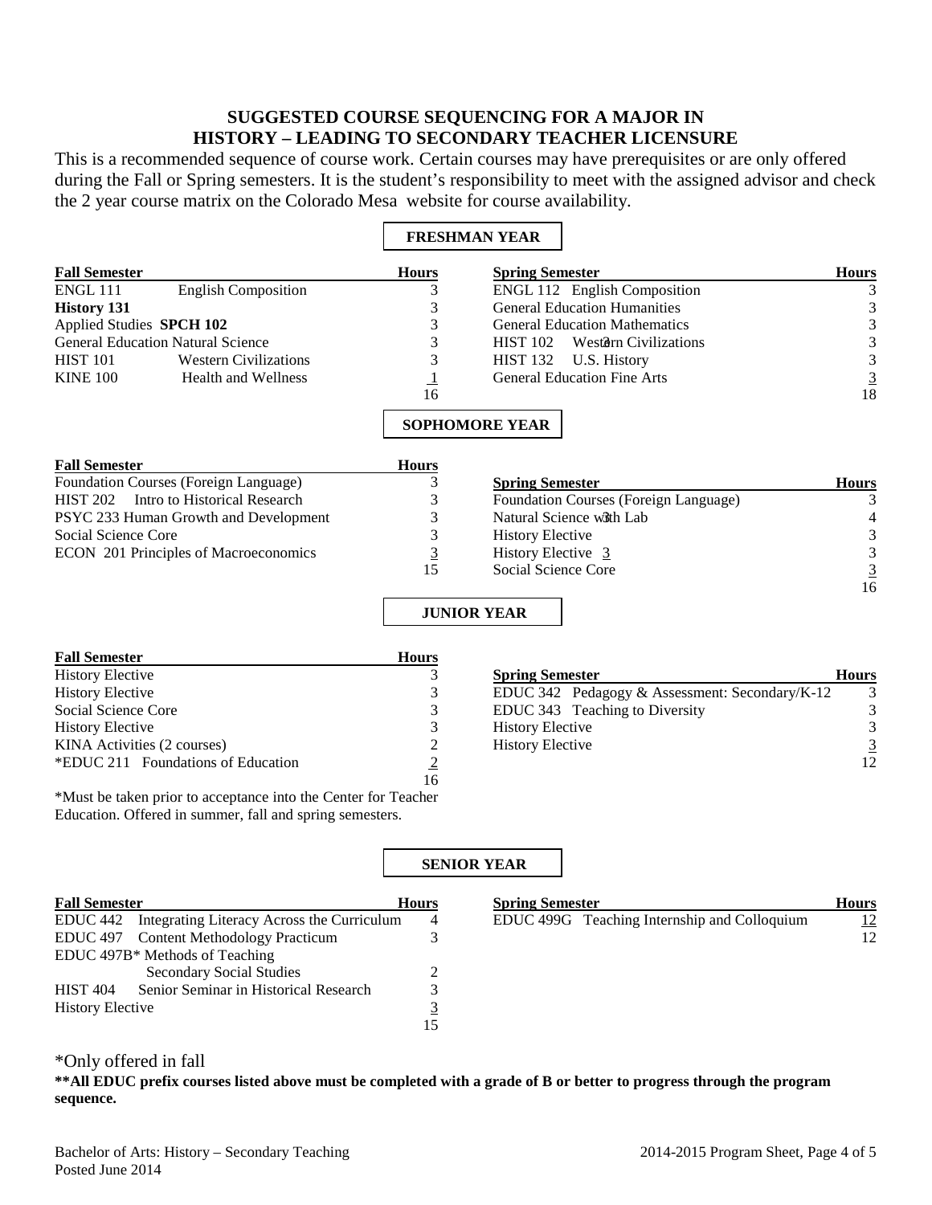## SUGGESTED COURSE SEQUENCING FOR A MAJOR IN HISTORY – LEADING TO SECONDARY TEACHER LICENSURE

This is a recommended sequence of course work. Certain courses may have prerequisites or are only offered during the Fall or Spring semesters. It is the student's responsibility to meet with the assigned advisor and check the 2 year course matrix on the Colorado Mesa website for course availability.

### FRESHMAN YEAR

| Fall Semester | Hours | Spring Semester | Hours |
|---|---|---|---|
| ENGL 111 English Composition | 3 | ENGL 112 English Composition | 3 |
| **History 131** | 3 | General Education Humanities | 3 |
| Applied Studies **SPCH 102** | 3 | General Education Mathematics | 3 |
| General Education Natural Science | 3 | HIST 102 Western Civilizations | 3 |
| HIST 101 Western Civilizations | 3 | HIST 132 U.S. History | 3 |
| KINE 100 Health and Wellness | 1 | General Education Fine Arts | 3 |
| | 16 | | 18 |

### SOPHOMORE YEAR

| Fall Semester | Hours | Spring Semester | Hours |
|---|---|---|---|
| Foundation Courses (Foreign Language) | 3 | Foundation Courses (Foreign Language) | 3 |
| HIST 202 Intro to Historical Research | 3 | Natural Science with Lab | 4 |
| PSYC 233 Human Growth and Development | 3 | History Elective | 3 |
| Social Science Core | 3 | History Elective | 3 |
| ECON 201 Principles of Macroeconomics | 3 | Social Science Core | 3 |
| | 15 | | 16 |

### JUNIOR YEAR

| Fall Semester | Hours | Spring Semester | Hours |
|---|---|---|---|
| History Elective | 3 | EDUC 342 Pedagogy & Assessment: Secondary/K-12 | 3 |
| History Elective | 3 | EDUC 343 Teaching to Diversity | 3 |
| Social Science Core | 3 | History Elective | 3 |
| History Elective | 3 | History Elective | 3 |
| KINA Activities (2 courses) | 2 | | 12 |
| *EDUC 211 Foundations of Education | 2 | | |
| | 16 | | |

*Must be taken prior to acceptance into the Center for Teacher Education. Offered in summer, fall and spring semesters.

### SENIOR YEAR

| Fall Semester | Hours | Spring Semester | Hours |
|---|---|---|---|
| EDUC 442 Integrating Literacy Across the Curriculum | 4 | EDUC 499G Teaching Internship and Colloquium | 12 |
| EDUC 497 Content Methodology Practicum | 3 | | 12 |
| EDUC 497B* Methods of Teaching Secondary Social Studies | 2 | | |
| HIST 404 Senior Seminar in Historical Research | 3 | | |
| History Elective | 3 | | |
| | 15 | | |

*Only offered in fall

**\*\*All EDUC prefix courses listed above must be completed with a grade of B or better to progress through the program sequence.**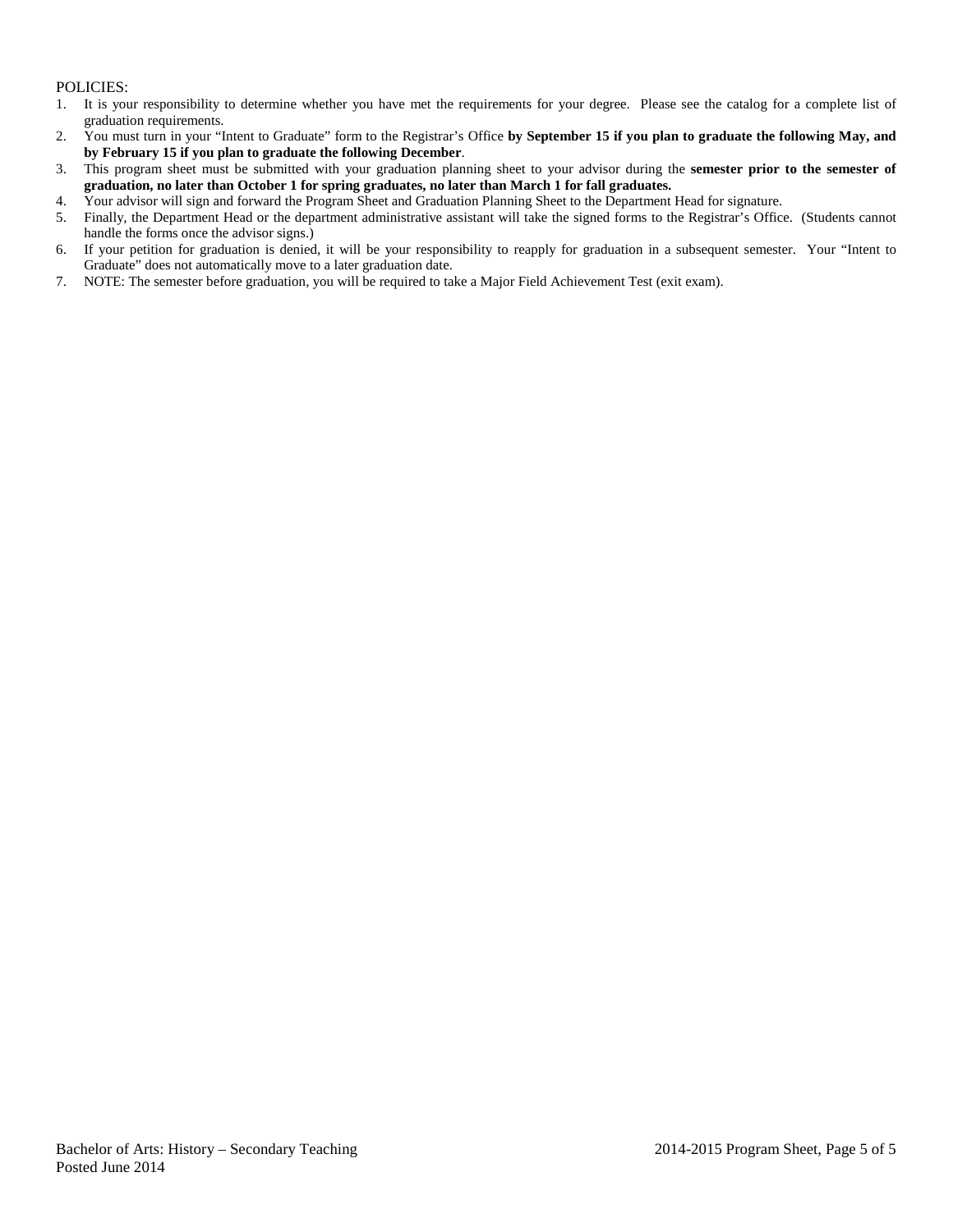POLICIES:

1. It is your responsibility to determine whether you have met the requirements for your degree. Please see the catalog for a complete list of graduation requirements.
2. You must turn in your "Intent to Graduate" form to the Registrar's Office **by September 15 if you plan to graduate the following May, and by February 15 if you plan to graduate the following December**.
3. This program sheet must be submitted with your graduation planning sheet to your advisor during the **semester prior to the semester of graduation, no later than October 1 for spring graduates, no later than March 1 for fall graduates.**
4. Your advisor will sign and forward the Program Sheet and Graduation Planning Sheet to the Department Head for signature.
5. Finally, the Department Head or the department administrative assistant will take the signed forms to the Registrar's Office. (Students cannot handle the forms once the advisor signs.)
6. If your petition for graduation is denied, it will be your responsibility to reapply for graduation in a subsequent semester. Your "Intent to Graduate" does not automatically move to a later graduation date.
7. NOTE: The semester before graduation, you will be required to take a Major Field Achievement Test (exit exam).